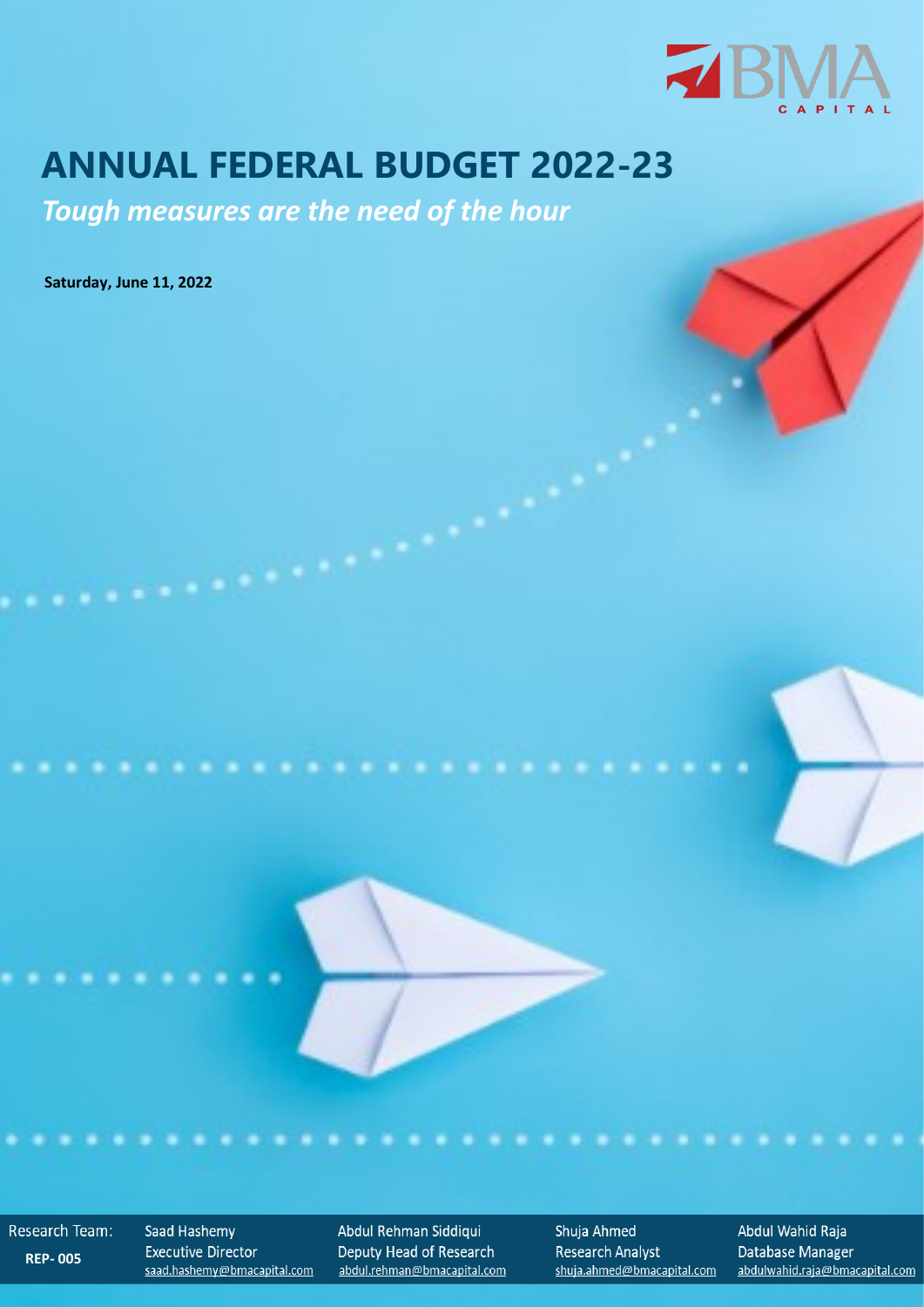BMA CAPITAL

# ANNUAL FEDERAL BUDGET 2022-23

## *Tough measures are the need of the hour*

**Saturday, June 11, 2022**

| Research Team: | Saad Hashemy | Abdul Rehman Siddiqui | Shuja Ahmed | Abdul Wahid Raja |
| --- | --- | --- | --- | --- |
| **REP- 005** | Executive Director | Deputy Head of Research | Research Analyst | Database Manager |
| | saad.hashemy@bmacapital.com | abdul.rehman@bmacapital.com | shuja.ahmed@bmacapital.com | abdulwahid.raja@bmacapital.com |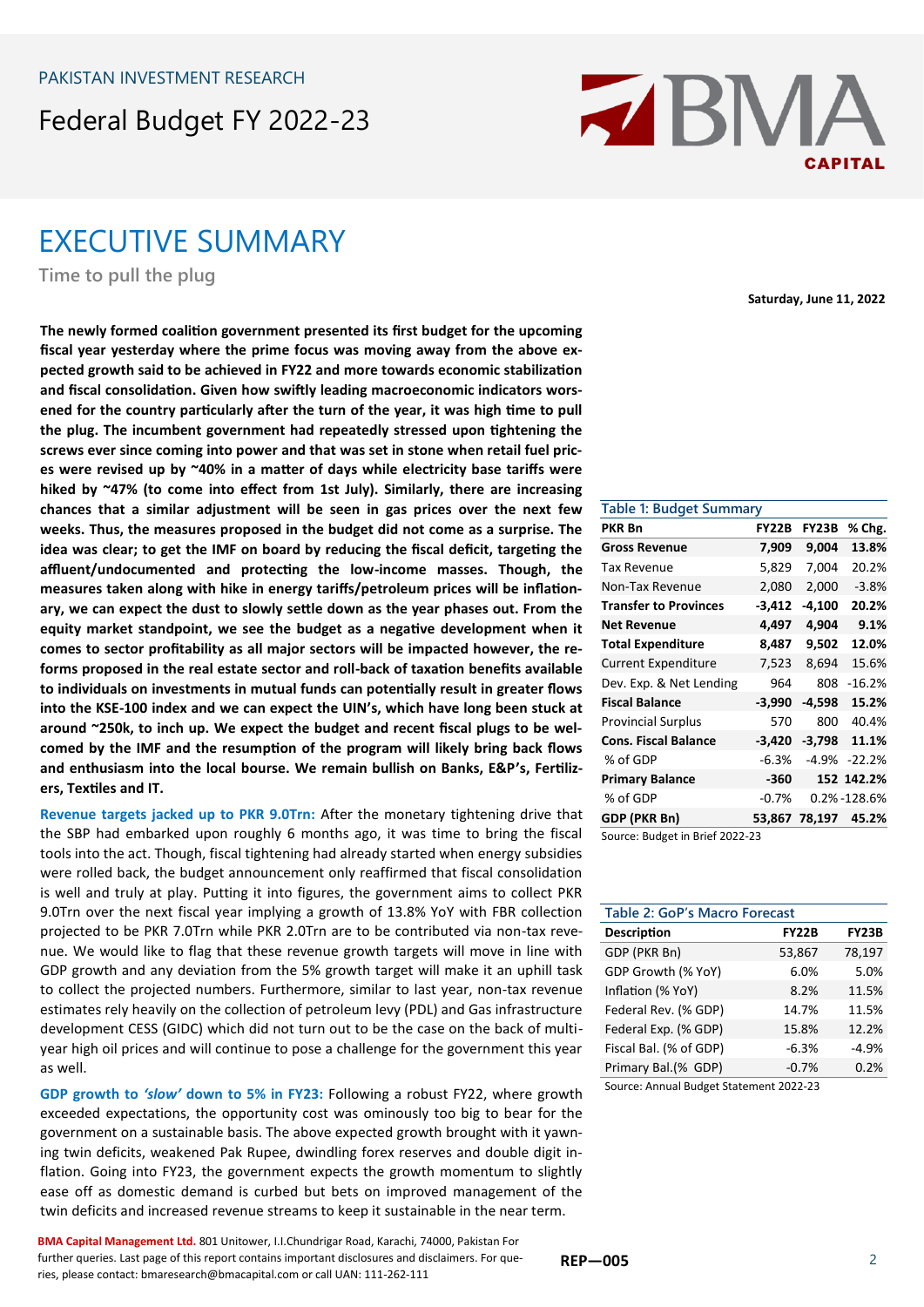PAKISTAN INVESTMENT RESEARCH

# Federal Budget FY 2022-23

## EXECUTIVE SUMMARY

### Time to pull the plug

Saturday, June 11, 2022

**The newly formed coalition government presented its first budget for the upcoming fiscal year yesterday where the prime focus was moving away from the above expected growth said to be achieved in FY22 and more towards economic stabilization and fiscal consolidation. Given how swiftly leading macroeconomic indicators worsened for the country particularly after the turn of the year, it was high time to pull the plug. The incumbent government had repeatedly stressed upon tightening the screws ever since coming into power and that was set in stone when retail fuel prices were revised up by ~40% in a matter of days while electricity base tariffs were hiked by ~47% (to come into effect from 1st July). Similarly, there are increasing chances that a similar adjustment will be seen in gas prices over the next few weeks. Thus, the measures proposed in the budget did not come as a surprise. The idea was clear; to get the IMF on board by reducing the fiscal deficit, targeting the affluent/undocumented and protecting the low-income masses. Though, the measures taken along with hike in energy tariffs/petroleum prices will be inflationary, we can expect the dust to slowly settle down as the year phases out. From the equity market standpoint, we see the budget as a negative development when it comes to sector profitability as all major sectors will be impacted however, the reforms proposed in the real estate sector and roll-back of taxation benefits available to individuals on investments in mutual funds can potentially result in greater flows into the KSE-100 index and we can expect the UIN's, which have long been stuck at around ~250k, to inch up. We expect the budget and recent fiscal plugs to be welcomed by the IMF and the resumption of the program will likely bring back flows and enthusiasm into the local bourse. We remain bullish on Banks, E&P's, Fertilizers, Textiles and IT.**

**Revenue targets jacked up to PKR 9.0Trn:** After the monetary tightening drive that the SBP had embarked upon roughly 6 months ago, it was time to bring the fiscal tools into the act. Though, fiscal tightening had already started when energy subsidies were rolled back, the budget announcement only reaffirmed that fiscal consolidation is well and truly at play. Putting it into figures, the government aims to collect PKR 9.0Trn over the next fiscal year implying a growth of 13.8% YoY with FBR collection projected to be PKR 7.0Trn while PKR 2.0Trn are to be contributed via non-tax revenue. We would like to flag that these revenue growth targets will move in line with GDP growth and any deviation from the 5% growth target will make it an uphill task to collect the projected numbers. Furthermore, similar to last year, non-tax revenue estimates rely heavily on the collection of petroleum levy (PDL) and Gas infrastructure development CESS (GIDC) which did not turn out to be the case on the back of multi-year high oil prices and will continue to pose a challenge for the government this year as well.

**GDP growth to *'slow'* down to 5% in FY23:** Following a robust FY22, where growth exceeded expectations, the opportunity cost was ominously too big to bear for the government on a sustainable basis. The above expected growth brought with it yawning twin deficits, weakened Pak Rupee, dwindling forex reserves and double digit inflation. Going into FY23, the government expects the growth momentum to slightly ease off as domestic demand is curbed but bets on improved management of the twin deficits and increased revenue streams to keep it sustainable in the near term.

**Table 1: Budget Summary**

| PKR Bn | FY22B | FY23B | % Chg. |
|---|---|---|---|
| **Gross Revenue** | **7,909** | **9,004** | **13.8%** |
| Tax Revenue | 5,829 | 7,004 | 20.2% |
| Non-Tax Revenue | 2,080 | 2,000 | -3.8% |
| **Transfer to Provinces** | **-3,412** | **-4,100** | **20.2%** |
| **Net Revenue** | **4,497** | **4,904** | **9.1%** |
| **Total Expenditure** | **8,487** | **9,502** | **12.0%** |
| Current Expenditure | 7,523 | 8,694 | 15.6% |
| Dev. Exp. & Net Lending | 964 | 808 | -16.2% |
| **Fiscal Balance** | **-3,990** | **-4,598** | **15.2%** |
| Provincial Surplus | 570 | 800 | 40.4% |
| **Cons. Fiscal Balance** | **-3,420** | **-3,798** | **11.1%** |
| % of GDP | -6.3% | -4.9% | -22.2% |
| **Primary Balance** | **-360** | **152** | **142.2%** |
| % of GDP | -0.7% | 0.2% | -128.6% |
| **GDP (PKR Bn)** | **53,867** | **78,197** | **45.2%** |

Source: Budget in Brief 2022-23

**Table 2: GoP's Macro Forecast**

| Description | FY22B | FY23B |
|---|---|---|
| GDP (PKR Bn) | 53,867 | 78,197 |
| GDP Growth (% YoY) | 6.0% | 5.0% |
| Inflation (% YoY) | 8.2% | 11.5% |
| Federal Rev. (% GDP) | 14.7% | 11.5% |
| Federal Exp. (% GDP) | 15.8% | 12.2% |
| Fiscal Bal. (% of GDP) | -6.3% | -4.9% |
| Primary Bal.(% GDP) | -0.7% | 0.2% |

Source: Annual Budget Statement 2022-23

**BMA Capital Management Ltd.** 801 Unitower, I.I.Chundrigar Road, Karachi, 74000, Pakistan For further queries. Last page of this report contains important disclosures and disclaimers. For queries, please contact: bmaresearch@bmacapital.com or call UAN: 111-262-111

REP—005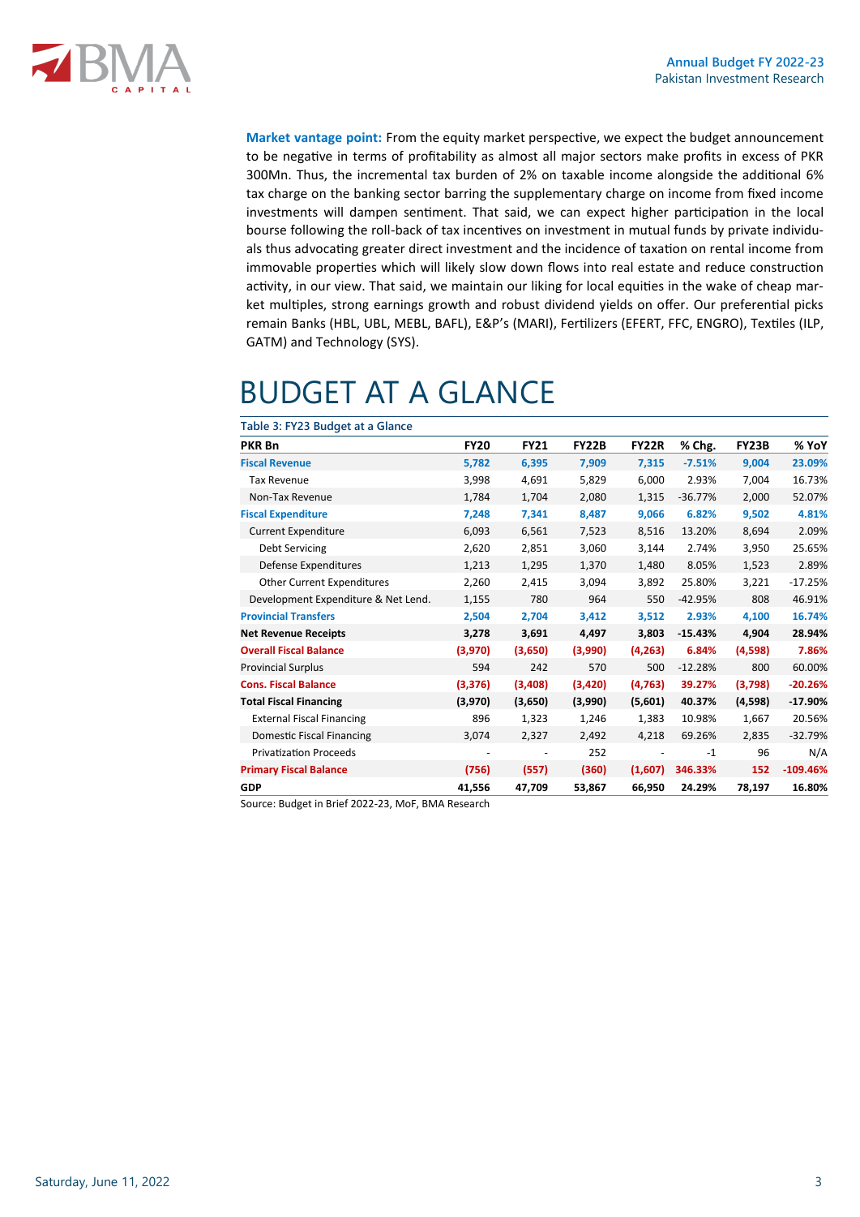**Market vantage point:** From the equity market perspective, we expect the budget announcement to be negative in terms of profitability as almost all major sectors make profits in excess of PKR 300Mn. Thus, the incremental tax burden of 2% on taxable income alongside the additional 6% tax charge on the banking sector barring the supplementary charge on income from fixed income investments will dampen sentiment. That said, we can expect higher participation in the local bourse following the roll-back of tax incentives on investment in mutual funds by private individuals thus advocating greater direct investment and the incidence of taxation on rental income from immovable properties which will likely slow down flows into real estate and reduce construction activity, in our view. That said, we maintain our liking for local equities in the wake of cheap market multiples, strong earnings growth and robust dividend yields on offer. Our preferential picks remain Banks (HBL, UBL, MEBL, BAFL), E&P's (MARI), Fertilizers (EFERT, FFC, ENGRO), Textiles (ILP, GATM) and Technology (SYS).

# BUDGET AT A GLANCE

Table 3: FY23 Budget at a Glance

| PKR Bn | FY20 | FY21 | FY22B | FY22R | % Chg. | FY23B | % YoY |
|---|---|---|---|---|---|---|---|
| **Fiscal Revenue** | **5,782** | **6,395** | **7,909** | **7,315** | **-7.51%** | **9,004** | **23.09%** |
| Tax Revenue | 3,998 | 4,691 | 5,829 | 6,000 | 2.93% | 7,004 | 16.73% |
| Non-Tax Revenue | 1,784 | 1,704 | 2,080 | 1,315 | -36.77% | 2,000 | 52.07% |
| **Fiscal Expenditure** | **7,248** | **7,341** | **8,487** | **9,066** | **6.82%** | **9,502** | **4.81%** |
| Current Expenditure | 6,093 | 6,561 | 7,523 | 8,516 | 13.20% | 8,694 | 2.09% |
| Debt Servicing | 2,620 | 2,851 | 3,060 | 3,144 | 2.74% | 3,950 | 25.65% |
| Defense Expenditures | 1,213 | 1,295 | 1,370 | 1,480 | 8.05% | 1,523 | 2.89% |
| Other Current Expenditures | 2,260 | 2,415 | 3,094 | 3,892 | 25.80% | 3,221 | -17.25% |
| Development Expenditure & Net Lend. | 1,155 | 780 | 964 | 550 | -42.95% | 808 | 46.91% |
| **Provincial Transfers** | **2,504** | **2,704** | **3,412** | **3,512** | **2.93%** | **4,100** | **16.74%** |
| **Net Revenue Receipts** | **3,278** | **3,691** | **4,497** | **3,803** | **-15.43%** | **4,904** | **28.94%** |
| **Overall Fiscal Balance** | **(3,970)** | **(3,650)** | **(3,990)** | **(4,263)** | **6.84%** | **(4,598)** | **7.86%** |
| Provincial Surplus | 594 | 242 | 570 | 500 | -12.28% | 800 | 60.00% |
| **Cons. Fiscal Balance** | **(3,376)** | **(3,408)** | **(3,420)** | **(4,763)** | **39.27%** | **(3,798)** | **-20.26%** |
| **Total Fiscal Financing** | **(3,970)** | **(3,650)** | **(3,990)** | **(5,601)** | **40.37%** | **(4,598)** | **-17.90%** |
| External Fiscal Financing | 896 | 1,323 | 1,246 | 1,383 | 10.98% | 1,667 | 20.56% |
| Domestic Fiscal Financing | 3,074 | 2,327 | 2,492 | 4,218 | 69.26% | 2,835 | -32.79% |
| Privatization Proceeds | - | - | 252 | - | -1 | 96 | N/A |
| **Primary Fiscal Balance** | **(756)** | **(557)** | **(360)** | **(1,607)** | **346.33%** | **152** | **-109.46%** |
| **GDP** | **41,556** | **47,709** | **53,867** | **66,950** | **24.29%** | **78,197** | **16.80%** |

Source: Budget in Brief 2022-23, MoF, BMA Research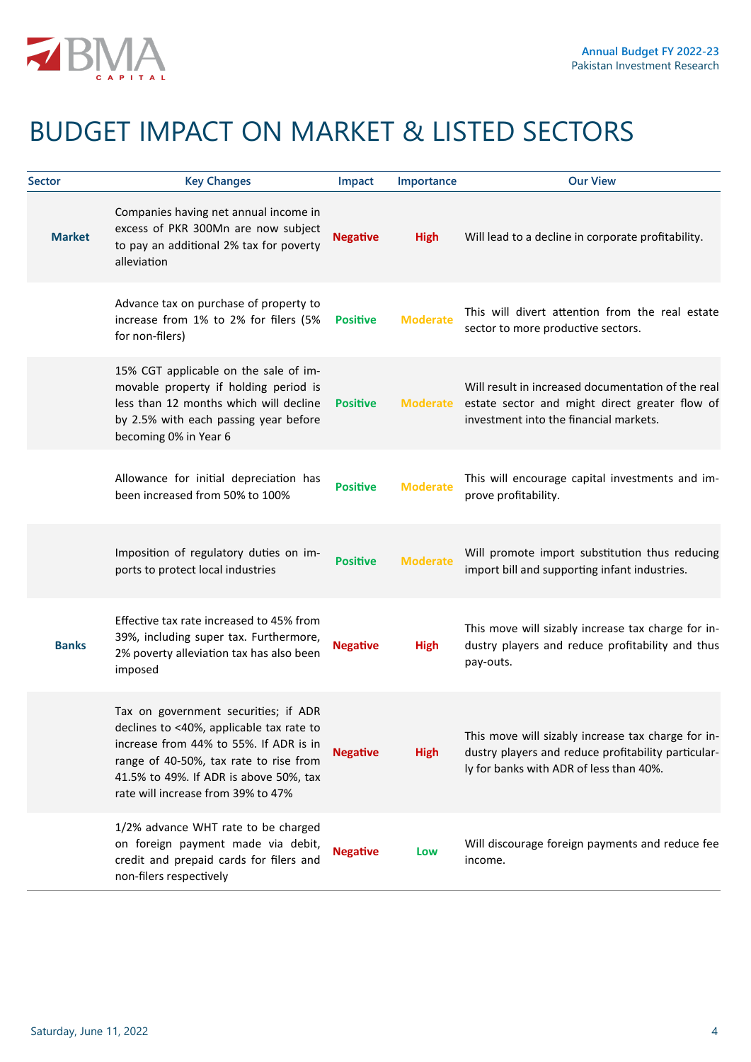# BUDGET IMPACT ON MARKET & LISTED SECTORS

| Sector | Key Changes | Impact | Importance | Our View |
|---|---|---|---|---|
| **Market** | Companies having net annual income in excess of PKR 300Mn are now subject to pay an additional 2% tax for poverty alleviation | **Negative** | **High** | Will lead to a decline in corporate profitability. |
| | Advance tax on purchase of property to increase from 1% to 2% for filers (5% for non-filers) | **Positive** | **Moderate** | This will divert attention from the real estate sector to more productive sectors. |
| | 15% CGT applicable on the sale of immovable property if holding period is less than 12 months which will decline by 2.5% with each passing year before becoming 0% in Year 6 | **Positive** | **Moderate** | Will result in increased documentation of the real estate sector and might direct greater flow of investment into the financial markets. |
| | Allowance for initial depreciation has been increased from 50% to 100% | **Positive** | **Moderate** | This will encourage capital investments and improve profitability. |
| | Imposition of regulatory duties on imports to protect local industries | **Positive** | **Moderate** | Will promote import substitution thus reducing import bill and supporting infant industries. |
| **Banks** | Effective tax rate increased to 45% from 39%, including super tax. Furthermore, 2% poverty alleviation tax has also been imposed | **Negative** | **High** | This move will sizably increase tax charge for industry players and reduce profitability and thus pay-outs. |
| | Tax on government securities; if ADR declines to <40%, applicable tax rate to increase from 44% to 55%. If ADR is in range of 40-50%, tax rate to rise from 41.5% to 49%. If ADR is above 50%, tax rate will increase from 39% to 47% | **Negative** | **High** | This move will sizably increase tax charge for industry players and reduce profitability particularly for banks with ADR of less than 40%. |
| | 1/2% advance WHT rate to be charged on foreign payment made via debit, credit and prepaid cards for filers and non-filers respectively | **Negative** | **Low** | Will discourage foreign payments and reduce fee income. |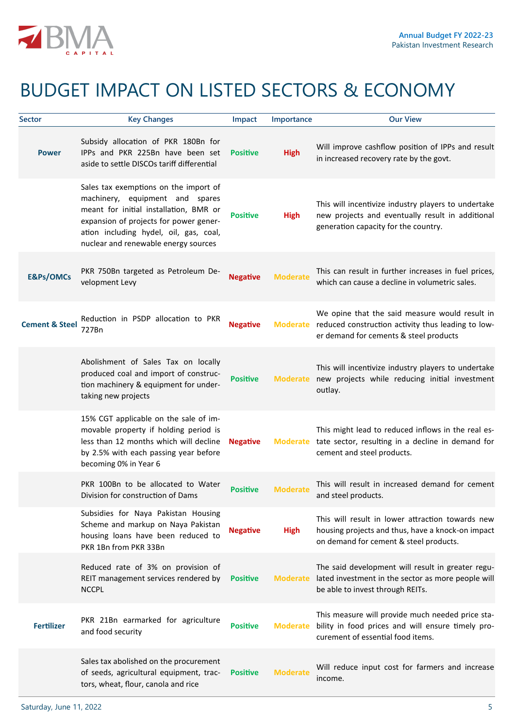# BUDGET IMPACT ON LISTED SECTORS & ECONOMY

| Sector | Key Changes | Impact | Importance | Our View |
|---|---|---|---|---|
| **Power** | Subsidy allocation of PKR 180Bn for IPPs and PKR 225Bn have been set aside to settle DISCOs tariff differential | **Positive** | **High** | Will improve cashflow position of IPPs and result in increased recovery rate by the govt. |
| | Sales tax exemptions on the import of machinery, equipment and spares meant for initial installation, BMR or expansion of projects for power generation including hydel, oil, gas, coal, nuclear and renewable energy sources | **Positive** | **High** | This will incentivize industry players to undertake new projects and eventually result in additional generation capacity for the country. |
| **E&Ps/OMCs** | PKR 750Bn targeted as Petroleum Development Levy | **Negative** | **Moderate** | This can result in further increases in fuel prices, which can cause a decline in volumetric sales. |
| **Cement & Steel** | Reduction in PSDP allocation to PKR 727Bn | **Negative** | **Moderate** | We opine that the said measure would result in reduced construction activity thus leading to lower demand for cements & steel products |
| | Abolishment of Sales Tax on locally produced coal and import of construction machinery & equipment for undertaking new projects | **Positive** | **Moderate** | This will incentivize industry players to undertake new projects while reducing initial investment outlay. |
| | 15% CGT applicable on the sale of immovable property if holding period is less than 12 months which will decline by 2.5% with each passing year before becoming 0% in Year 6 | **Negative** | **Moderate** | This might lead to reduced inflows in the real estate sector, resulting in a decline in demand for cement and steel products. |
| | PKR 100Bn to be allocated to Water Division for construction of Dams | **Positive** | **Moderate** | This will result in increased demand for cement and steel products. |
| | Subsidies for Naya Pakistan Housing Scheme and markup on Naya Pakistan housing loans have been reduced to PKR 1Bn from PKR 33Bn | **Negative** | **High** | This will result in lower attraction towards new housing projects and thus, have a knock-on impact on demand for cement & steel products. |
| | Reduced rate of 3% on provision of REIT management services rendered by NCCPL | **Positive** | **Moderate** | The said development will result in greater regulated investment in the sector as more people will be able to invest through REITs. |
| **Fertilizer** | PKR 21Bn earmarked for agriculture and food security | **Positive** | **Moderate** | This measure will provide much needed price stability in food prices and will ensure timely procurement of essential food items. |
| | Sales tax abolished on the procurement of seeds, agricultural equipment, tractors, wheat, flour, canola and rice | **Positive** | **Moderate** | Will reduce input cost for farmers and increase income. |

Saturday, June 11, 2022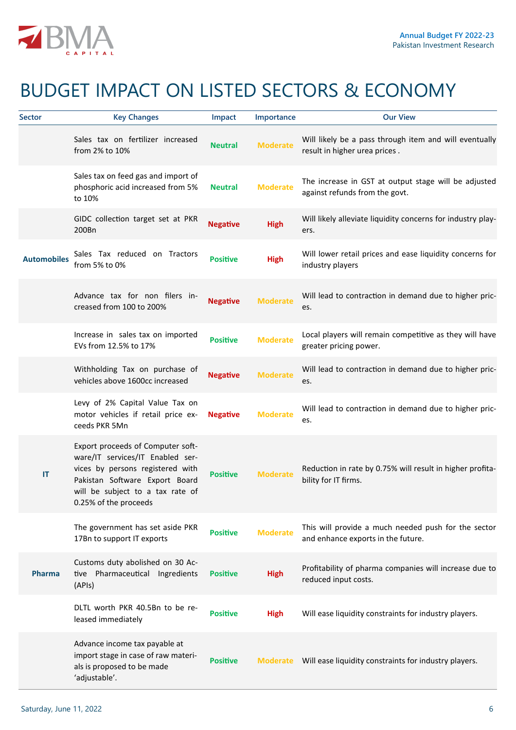# BUDGET IMPACT ON LISTED SECTORS & ECONOMY

| Sector | Key Changes | Impact | Importance | Our View |
|---|---|---|---|---|
| | Sales tax on fertilizer increased from 2% to 10% | Neutral | Moderate | Will likely be a pass through item and will eventually result in higher urea prices . |
| | Sales tax on feed gas and import of phosphoric acid increased from 5% to 10% | Neutral | Moderate | The increase in GST at output stage will be adjusted against refunds from the govt. |
| | GIDC collection target set at PKR 200Bn | Negative | High | Will likely alleviate liquidity concerns for industry players. |
| Automobiles | Sales Tax reduced on Tractors from 5% to 0% | Positive | High | Will lower retail prices and ease liquidity concerns for industry players |
| | Advance tax for non filers increased from 100 to 200% | Negative | Moderate | Will lead to contraction in demand due to higher prices. |
| | Increase in sales tax on imported EVs from 12.5% to 17% | Positive | Moderate | Local players will remain competitive as they will have greater pricing power. |
| | Withholding Tax on purchase of vehicles above 1600cc increased | Negative | Moderate | Will lead to contraction in demand due to higher prices. |
| | Levy of 2% Capital Value Tax on motor vehicles if retail price exceeds PKR 5Mn | Negative | Moderate | Will lead to contraction in demand due to higher prices. |
| IT | Export proceeds of Computer software/IT services/IT Enabled services by persons registered with Pakistan Software Export Board will be subject to a tax rate of 0.25% of the proceeds | Positive | Moderate | Reduction in rate by 0.75% will result in higher profitability for IT firms. |
| | The government has set aside PKR 17Bn to support IT exports | Positive | Moderate | This will provide a much needed push for the sector and enhance exports in the future. |
| Pharma | Customs duty abolished on 30 Active Pharmaceutical Ingredients (APIs) | Positive | High | Profitability of pharma companies will increase due to reduced input costs. |
| | DLTL worth PKR 40.5Bn to be released immediately | Positive | High | Will ease liquidity constraints for industry players. |
| | Advance income tax payable at import stage in case of raw materials is proposed to be made 'adjustable'. | Positive | Moderate | Will ease liquidity constraints for industry players. |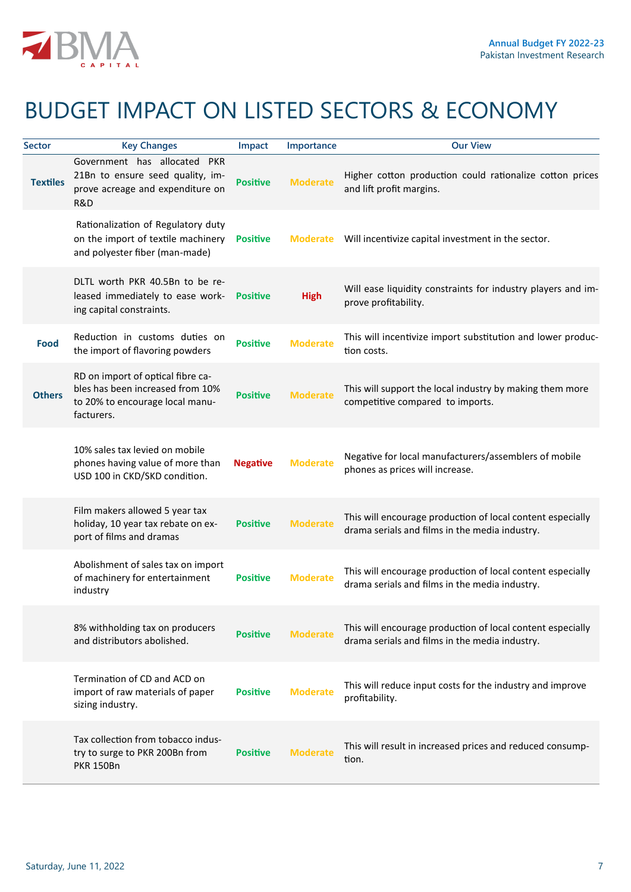# BUDGET IMPACT ON LISTED SECTORS & ECONOMY

| Sector | Key Changes | Impact | Importance | Our View |
|---|---|---|---|---|
| **Textiles** | Government has allocated PKR 21Bn to ensure seed quality, improve acreage and expenditure on R&D | **Positive** | **Moderate** | Higher cotton production could rationalize cotton prices and lift profit margins. |
| | Rationalization of Regulatory duty on the import of textile machinery and polyester fiber (man-made) | **Positive** | **Moderate** | Will incentivize capital investment in the sector. |
| | DLTL worth PKR 40.5Bn to be released immediately to ease working capital constraints. | **Positive** | **High** | Will ease liquidity constraints for industry players and improve profitability. |
| **Food** | Reduction in customs duties on the import of flavoring powders | **Positive** | **Moderate** | This will incentivize import substitution and lower production costs. |
| **Others** | RD on import of optical fibre cables has been increased from 10% to 20% to encourage local manufacturers. | **Positive** | **Moderate** | This will support the local industry by making them more competitive compared to imports. |
| | 10% sales tax levied on mobile phones having value of more than USD 100 in CKD/SKD condition. | **Negative** | **Moderate** | Negative for local manufacturers/assemblers of mobile phones as prices will increase. |
| | Film makers allowed 5 year tax holiday, 10 year tax rebate on export of films and dramas | **Positive** | **Moderate** | This will encourage production of local content especially drama serials and films in the media industry. |
| | Abolishment of sales tax on import of machinery for entertainment industry | **Positive** | **Moderate** | This will encourage production of local content especially drama serials and films in the media industry. |
| | 8% withholding tax on producers and distributors abolished. | **Positive** | **Moderate** | This will encourage production of local content especially drama serials and films in the media industry. |
| | Termination of CD and ACD on import of raw materials of paper sizing industry. | **Positive** | **Moderate** | This will reduce input costs for the industry and improve profitability. |
| | Tax collection from tobacco industry to surge to PKR 200Bn from PKR 150Bn | **Positive** | **Moderate** | This will result in increased prices and reduced consumption. |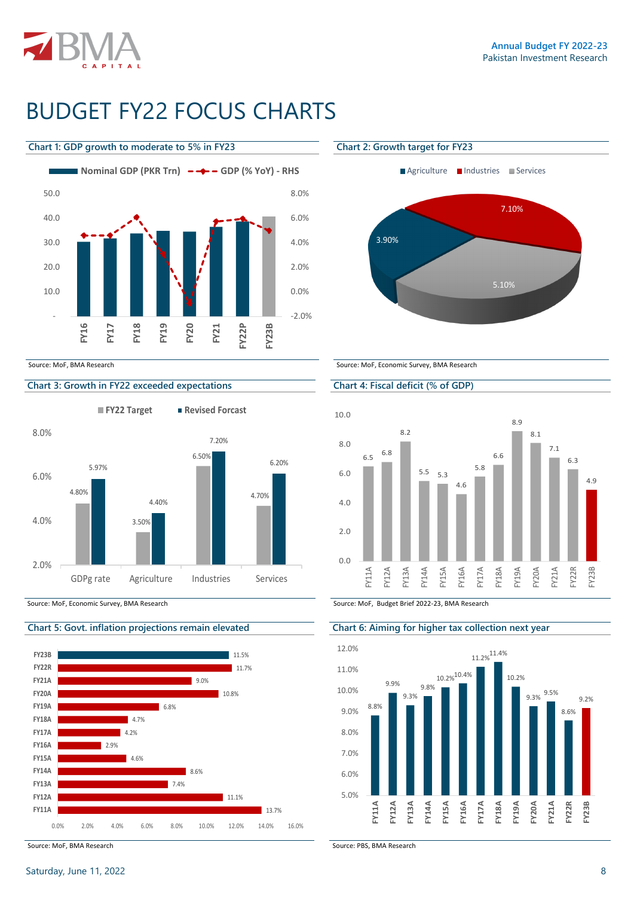# BUDGET FY22 FOCUS CHARTS

**Chart 1: GDP growth to moderate to 5% in FY23**

Nominal GDP (PKR Trn) | GDP (% YoY) - RHS

Source: MoF, BMA Research

**Chart 2: Growth target for FY23**

| Sector | Growth target |
|---|---|
| Agriculture | 3.90% |
| Industries | 7.10% |
| Services | 5.10% |

Source: MoF, Economic Survey, BMA Research

**Chart 3: Growth in FY22 exceeded expectations**

| | FY22 Target | Revised Forcast |
|---|---|---|
| GDPg rate | 4.80% | 5.97% |
| Agriculture | 3.50% | 4.40% |
| Industries | 6.50% | 7.20% |
| Services | 4.70% | 6.20% |

Source: MoF, Economic Survey, BMA Research

**Chart 4: Fiscal deficit (% of GDP)**

| FY11A | FY12A | FY13A | FY14A | FY15A | FY16A | FY17A | FY18A | FY19A | FY20A | FY21A | FY22R | FY23B |
|---|---|---|---|---|---|---|---|---|---|---|---|---|
| 6.5 | 6.8 | 8.2 | 5.5 | 5.3 | 4.6 | 5.8 | 6.6 | 8.9 | 8.1 | 7.1 | 6.3 | 4.9 |

Source: MoF, Budget Brief 2022-23, BMA Research

**Chart 5: Govt. inflation projections remain elevated**

| Year | Inflation |
|---|---|
| FY23B | 11.5% |
| FY22R | 11.7% |
| FY21A | 9.0% |
| FY20A | 10.8% |
| FY19A | 6.8% |
| FY18A | 4.7% |
| FY17A | 4.2% |
| FY16A | 2.9% |
| FY15A | 4.6% |
| FY14A | 8.6% |
| FY13A | 7.4% |
| FY12A | 11.1% |
| FY11A | 13.7% |

Source: MoF, BMA Research

**Chart 6: Aiming for higher tax collection next year**

| FY11A | FY12A | FY13A | FY14A | FY15A | FY16A | FY17A | FY18A | FY19A | FY20A | FY21A | FY22R | FY23B |
|---|---|---|---|---|---|---|---|---|---|---|---|---|
| 8.8% | 9.9% | 9.3% | 9.8% | 10.2% | 10.4% | 11.2% | 11.4% | 10.2% | 9.3% | 9.5% | 8.6% | 9.2% |

Source: PBS, BMA Research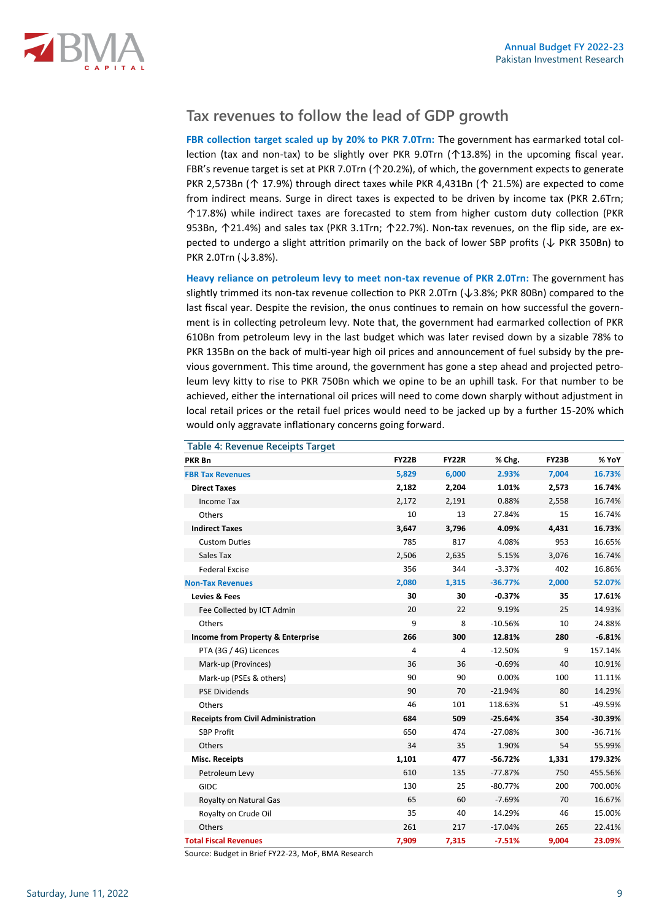## Tax revenues to follow the lead of GDP growth

**FBR collection target scaled up by 20% to PKR 7.0Trn:** The government has earmarked total collection (tax and non-tax) to be slightly over PKR 9.0Trn (↑13.8%) in the upcoming fiscal year. FBR's revenue target is set at PKR 7.0Trn (↑20.2%), of which, the government expects to generate PKR 2,573Bn (↑ 17.9%) through direct taxes while PKR 4,431Bn (↑ 21.5%) are expected to come from indirect means. Surge in direct taxes is expected to be driven by income tax (PKR 2.6Trn; ↑17.8%) while indirect taxes are forecasted to stem from higher custom duty collection (PKR 953Bn, ↑21.4%) and sales tax (PKR 3.1Trn; ↑22.7%). Non-tax revenues, on the flip side, are expected to undergo a slight attrition primarily on the back of lower SBP profits (↓ PKR 350Bn) to PKR 2.0Trn (↓3.8%).

**Heavy reliance on petroleum levy to meet non-tax revenue of PKR 2.0Trn:** The government has slightly trimmed its non-tax revenue collection to PKR 2.0Trn (↓3.8%; PKR 80Bn) compared to the last fiscal year. Despite the revision, the onus continues to remain on how successful the government is in collecting petroleum levy. Note that, the government had earmarked collection of PKR 610Bn from petroleum levy in the last budget which was later revised down by a sizable 78% to PKR 135Bn on the back of multi-year high oil prices and announcement of fuel subsidy by the previous government. This time around, the government has gone a step ahead and projected petroleum levy kitty to rise to PKR 750Bn which we opine to be an uphill task. For that number to be achieved, either the international oil prices will need to come down sharply without adjustment in local retail prices or the retail fuel prices would need to be jacked up by a further 15-20% which would only aggravate inflationary concerns going forward.

**Table 4: Revenue Receipts Target**

| PKR Bn | FY22B | FY22R | % Chg. | FY23B | % YoY |
|---|---|---|---|---|---|
| **FBR Tax Revenues** | **5,829** | **6,000** | **2.93%** | **7,004** | **16.73%** |
| **Direct Taxes** | **2,182** | **2,204** | **1.01%** | **2,573** | **16.74%** |
| Income Tax | 2,172 | 2,191 | 0.88% | 2,558 | 16.74% |
| Others | 10 | 13 | 27.84% | 15 | 16.74% |
| **Indirect Taxes** | **3,647** | **3,796** | **4.09%** | **4,431** | **16.73%** |
| Custom Duties | 785 | 817 | 4.08% | 953 | 16.65% |
| Sales Tax | 2,506 | 2,635 | 5.15% | 3,076 | 16.74% |
| Federal Excise | 356 | 344 | -3.37% | 402 | 16.86% |
| **Non-Tax Revenues** | **2,080** | **1,315** | **-36.77%** | **2,000** | **52.07%** |
| **Levies & Fees** | **30** | **30** | **-0.37%** | **35** | **17.61%** |
| Fee Collected by ICT Admin | 20 | 22 | 9.19% | 25 | 14.93% |
| Others | 9 | 8 | -10.56% | 10 | 24.88% |
| **Income from Property & Enterprise** | **266** | **300** | **12.81%** | **280** | **-6.81%** |
| PTA (3G / 4G) Licences | 4 | 4 | -12.50% | 9 | 157.14% |
| Mark-up (Provinces) | 36 | 36 | -0.69% | 40 | 10.91% |
| Mark-up (PSEs & others) | 90 | 90 | 0.00% | 100 | 11.11% |
| PSE Dividends | 90 | 70 | -21.94% | 80 | 14.29% |
| Others | 46 | 101 | 118.63% | 51 | -49.59% |
| **Receipts from Civil Administration** | **684** | **509** | **-25.64%** | **354** | **-30.39%** |
| SBP Profit | 650 | 474 | -27.08% | 300 | -36.71% |
| Others | 34 | 35 | 1.90% | 54 | 55.99% |
| **Misc. Receipts** | **1,101** | **477** | **-56.72%** | **1,331** | **179.32%** |
| Petroleum Levy | 610 | 135 | -77.87% | 750 | 455.56% |
| GIDC | 130 | 25 | -80.77% | 200 | 700.00% |
| Royalty on Natural Gas | 65 | 60 | -7.69% | 70 | 16.67% |
| Royalty on Crude Oil | 35 | 40 | 14.29% | 46 | 15.00% |
| Others | 261 | 217 | -17.04% | 265 | 22.41% |
| **Total Fiscal Revenues** | **7,909** | **7,315** | **-7.51%** | **9,004** | **23.09%** |

Source: Budget in Brief FY22-23, MoF, BMA Research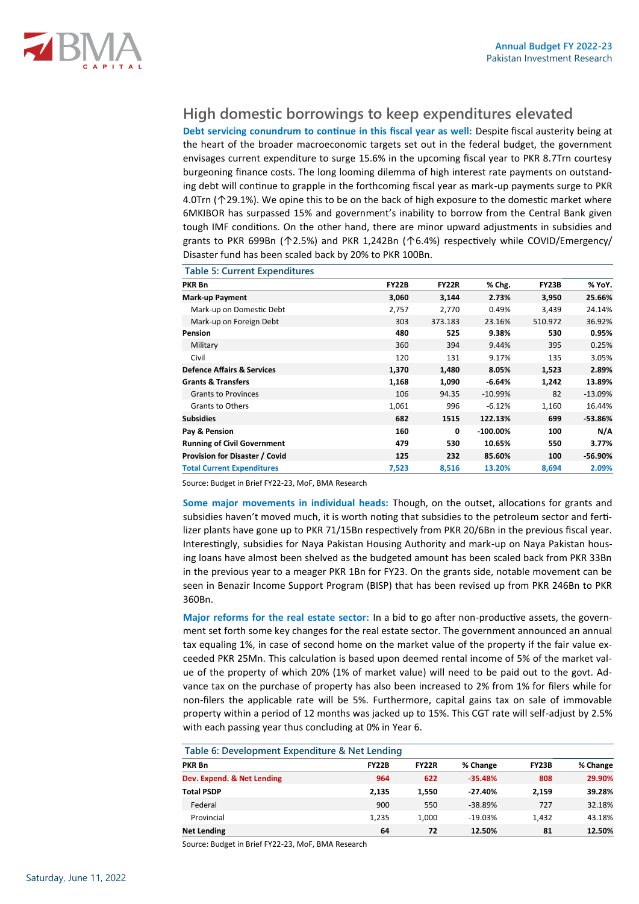## High domestic borrowings to keep expenditures elevated

**Debt servicing conundrum to continue in this fiscal year as well:** Despite fiscal austerity being at the heart of the broader macroeconomic targets set out in the federal budget, the government envisages current expenditure to surge 15.6% in the upcoming fiscal year to PKR 8.7Trn courtesy burgeoning finance costs. The long looming dilemma of high interest rate payments on outstanding debt will continue to grapple in the forthcoming fiscal year as mark-up payments surge to PKR 4.0Trn (↑29.1%). We opine this to be on the back of high exposure to the domestic market where 6MKIBOR has surpassed 15% and government's inability to borrow from the Central Bank given tough IMF conditions. On the other hand, there are minor upward adjustments in subsidies and grants to PKR 699Bn (↑2.5%) and PKR 1,242Bn (↑6.4%) respectively while COVID/Emergency/Disaster fund has been scaled back by 20% to PKR 100Bn.

**Table 5: Current Expenditures**

| PKR Bn | FY22B | FY22R | % Chg. | FY23B | % YoY. |
|---|---|---|---|---|---|
| **Mark-up Payment** | **3,060** | **3,144** | **2.73%** | **3,950** | **25.66%** |
| Mark-up on Domestic Debt | 2,757 | 2,770 | 0.49% | 3,439 | 24.14% |
| Mark-up on Foreign Debt | 303 | 373.183 | 23.16% | 510.972 | 36.92% |
| **Pension** | **480** | **525** | **9.38%** | **530** | **0.95%** |
| Military | 360 | 394 | 9.44% | 395 | 0.25% |
| Civil | 120 | 131 | 9.17% | 135 | 3.05% |
| **Defence Affairs & Services** | **1,370** | **1,480** | **8.05%** | **1,523** | **2.89%** |
| **Grants & Transfers** | **1,168** | **1,090** | **-6.64%** | **1,242** | **13.89%** |
| Grants to Provinces | 106 | 94.35 | -10.99% | 82 | -13.09% |
| Grants to Others | 1,061 | 996 | -6.12% | 1,160 | 16.44% |
| **Subsidies** | **682** | **1515** | **122.13%** | **699** | **-53.86%** |
| **Pay & Pension** | **160** | **0** | **-100.00%** | **100** | **N/A** |
| **Running of Civil Government** | **479** | **530** | **10.65%** | **550** | **3.77%** |
| **Provision for Disaster / Covid** | **125** | **232** | **85.60%** | **100** | **-56.90%** |
| **Total Current Expenditures** | **7,523** | **8,516** | **13.20%** | **8,694** | **2.09%** |

Source: Budget in Brief FY22-23, MoF, BMA Research

**Some major movements in individual heads:** Though, on the outset, allocations for grants and subsidies haven't moved much, it is worth noting that subsidies to the petroleum sector and fertilizer plants have gone up to PKR 71/15Bn respectively from PKR 20/6Bn in the previous fiscal year. Interestingly, subsidies for Naya Pakistan Housing Authority and mark-up on Naya Pakistan housing loans have almost been shelved as the budgeted amount has been scaled back from PKR 33Bn in the previous year to a meager PKR 1Bn for FY23. On the grants side, notable movement can be seen in Benazir Income Support Program (BISP) that has been revised up from PKR 246Bn to PKR 360Bn.

**Major reforms for the real estate sector:** In a bid to go after non-productive assets, the government set forth some key changes for the real estate sector. The government announced an annual tax equaling 1%, in case of second home on the market value of the property if the fair value exceeded PKR 25Mn. This calculation is based upon deemed rental income of 5% of the market value of the property of which 20% (1% of market value) will need to be paid out to the govt. Advance tax on the purchase of property has also been increased to 2% from 1% for filers while for non-filers the applicable rate will be 5%. Furthermore, capital gains tax on sale of immovable property within a period of 12 months was jacked up to 15%. This CGT rate will self-adjust by 2.5% with each passing year thus concluding at 0% in Year 6.

**Table 6: Development Expenditure & Net Lending**

| PKR Bn | FY22B | FY22R | % Change | FY23B | % Change |
|---|---|---|---|---|---|
| **Dev. Expend. & Net Lending** | **964** | **622** | **-35.48%** | **808** | **29.90%** |
| **Total PSDP** | **2,135** | **1,550** | **-27.40%** | **2,159** | **39.28%** |
| Federal | 900 | 550 | -38.89% | 727 | 32.18% |
| Provincial | 1,235 | 1,000 | -19.03% | 1,432 | 43.18% |
| **Net Lending** | **64** | **72** | **12.50%** | **81** | **12.50%** |

Source: Budget in Brief FY22-23, MoF, BMA Research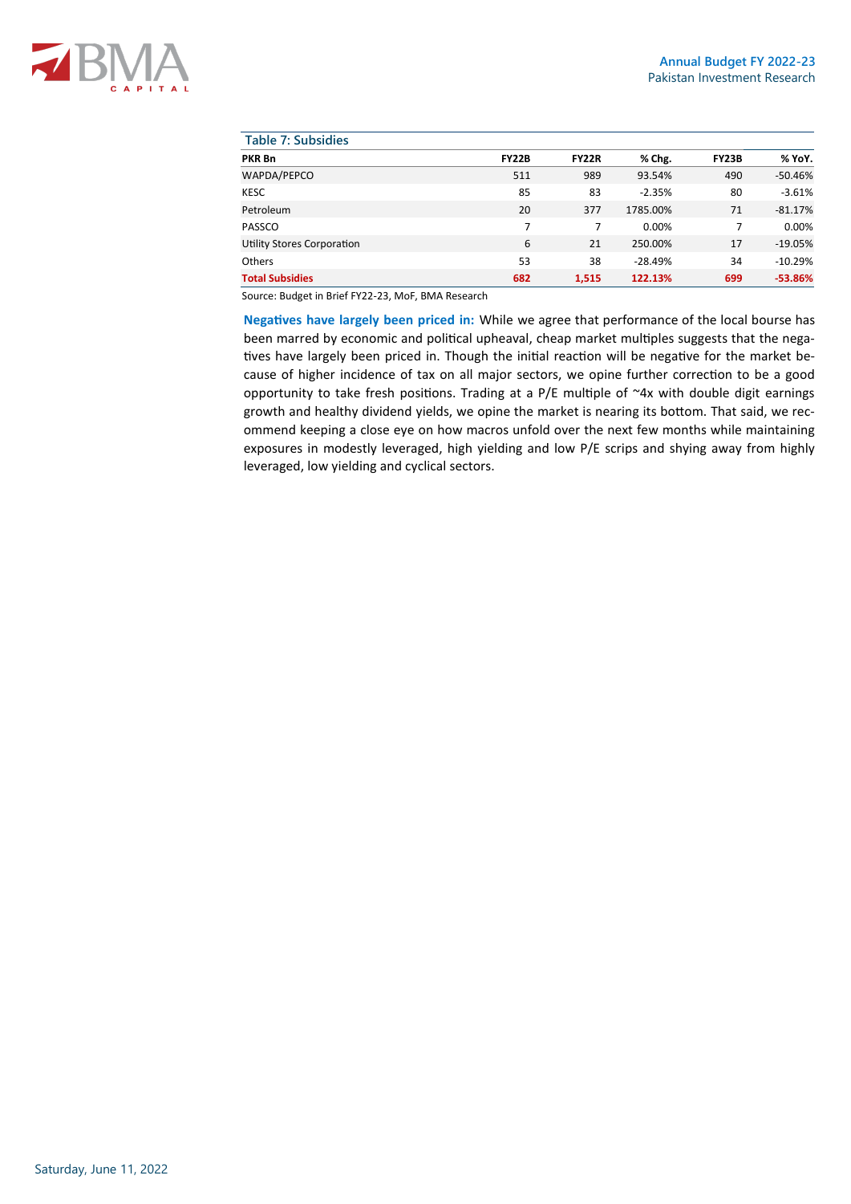**Table 7: Subsidies**

| PKR Bn | FY22B | FY22R | % Chg. | FY23B | % YoY. |
|---|---|---|---|---|---|
| WAPDA/PEPCO | 511 | 989 | 93.54% | 490 | -50.46% |
| KESC | 85 | 83 | -2.35% | 80 | -3.61% |
| Petroleum | 20 | 377 | 1785.00% | 71 | -81.17% |
| PASSCO | 7 | 7 | 0.00% | 7 | 0.00% |
| Utility Stores Corporation | 6 | 21 | 250.00% | 17 | -19.05% |
| Others | 53 | 38 | -28.49% | 34 | -10.29% |
| **Total Subsidies** | **682** | **1,515** | **122.13%** | **699** | **-53.86%** |

Source: Budget in Brief FY22-23, MoF, BMA Research

**Negatives have largely been priced in:** While we agree that performance of the local bourse has been marred by economic and political upheaval, cheap market multiples suggests that the negatives have largely been priced in. Though the initial reaction will be negative for the market because of higher incidence of tax on all major sectors, we opine further correction to be a good opportunity to take fresh positions. Trading at a P/E multiple of ~4x with double digit earnings growth and healthy dividend yields, we opine the market is nearing its bottom. That said, we recommend keeping a close eye on how macros unfold over the next few months while maintaining exposures in modestly leveraged, high yielding and low P/E scrips and shying away from highly leveraged, low yielding and cyclical sectors.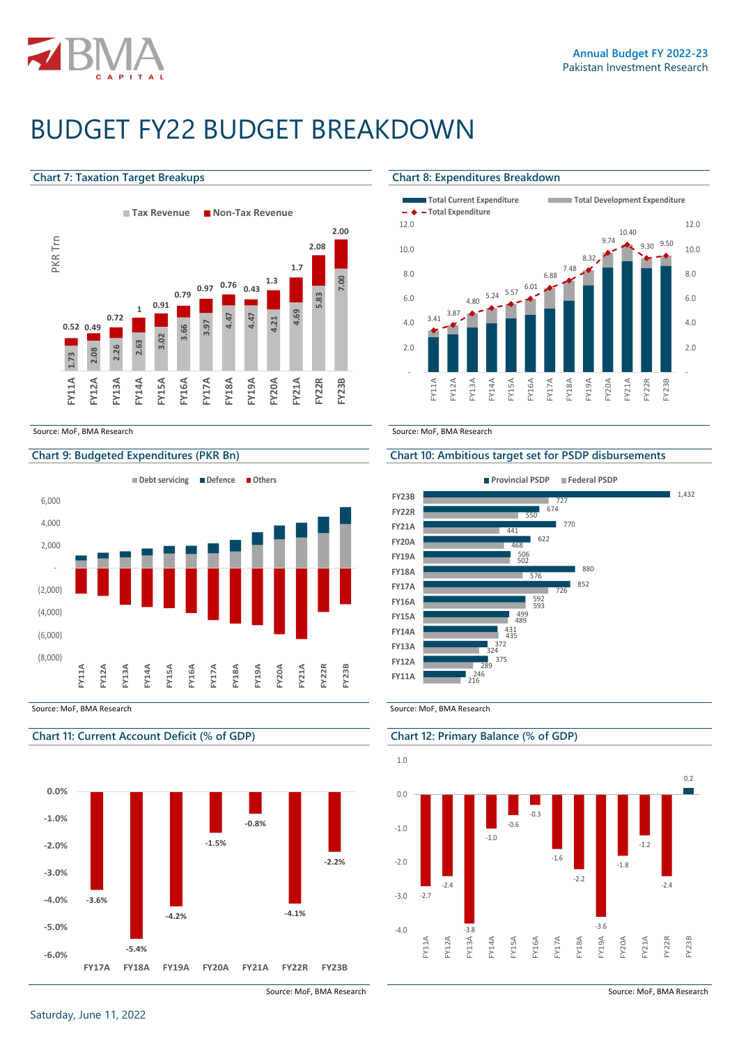# BUDGET FY22 BUDGET BREAKDOWN

### Chart 7: Taxation Target Breakups

PKR Trn

| | FY11A | FY12A | FY13A | FY14A | FY15A | FY16A | FY17A | FY18A | FY19A | FY20A | FY21A | FY22R | FY23B |
|---|---|---|---|---|---|---|---|---|---|---|---|---|---|
| Tax Revenue | 1.73 | 2.08 | 2.26 | 2.63 | 3.02 | 3.66 | 3.97 | 4.47 | 4.47 | 4.21 | 4.69 | 5.83 | 7.00 |
| Non-Tax Revenue | 0.52 | 0.49 | 0.72 | 1 | 0.91 | 0.79 | 0.97 | 0.76 | 0.43 | 1.3 | 1.7 | 2.08 | 2.00 |

Source: MoF, BMA Research

### Chart 8: Expenditures Breakdown

Total Current Expenditure, Total Development Expenditure, Total Expenditure

| | FY11A | FY12A | FY13A | FY14A | FY15A | FY16A | FY17A | FY18A | FY19A | FY20A | FY21A | FY22R | FY23B |
|---|---|---|---|---|---|---|---|---|---|---|---|---|---|
| Total Expenditure | 3.41 | 3.87 | 4.80 | 5.24 | 5.57 | 6.01 | 6.88 | 7.48 | 8.32 | 9.74 | 10.40 | 9.30 | 9.50 |

Source: MoF, BMA Research

### Chart 9: Budgeted Expenditures (PKR Bn)

Debt servicing, Defence, Others

FY11A – FY23B

Source: MoF, BMA Research

### Chart 10: Ambitious target set for PSDP disbursements

| | Provincial PSDP | Federal PSDP |
|---|---|---|
| FY23B | 1,432 | 727 |
| FY22R | 674 | 550 |
| FY21A | 770 | 441 |
| FY20A | 622 | 468 |
| FY19A | 506 | 502 |
| FY18A | 880 | 576 |
| FY17A | 852 | 726 |
| FY16A | 592 | 593 |
| FY15A | 499 | 489 |
| FY14A | 431 | 435 |
| FY13A | 372 | 324 |
| FY12A | 375 | 289 |
| FY11A | 246 | 216 |

Source: MoF, BMA Research

### Chart 11: Current Account Deficit (% of GDP)

| FY17A | FY18A | FY19A | FY20A | FY21A | FY22R | FY23B |
|---|---|---|---|---|---|---|
| -3.6% | -5.4% | -4.2% | -1.5% | -0.8% | -4.1% | -2.2% |

Source: MoF, BMA Research

### Chart 12: Primary Balance (% of GDP)

| FY11A | FY12A | FY13A | FY14A | FY15A | FY16A | FY17A | FY18A | FY19A | FY20A | FY21A | FY22R | FY23B |
|---|---|---|---|---|---|---|---|---|---|---|---|---|
| -2.7 | -2.4 | -3.8 | -1.0 | -0.6 | -0.3 | -1.6 | -2.2 | -3.6 | -1.8 | -1.2 | -2.4 | 0.2 |

Source: MoF, BMA Research

Saturday, June 11, 2022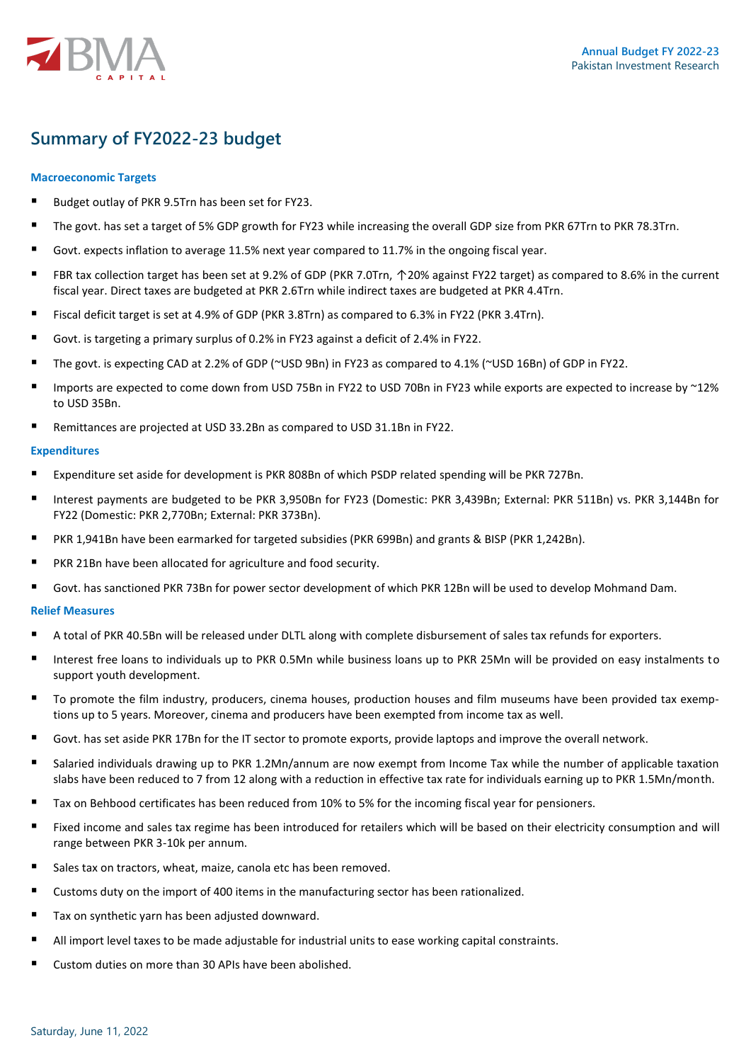# Summary of FY2022-23 budget

### Macroeconomic Targets

- Budget outlay of PKR 9.5Trn has been set for FY23.
- The govt. has set a target of 5% GDP growth for FY23 while increasing the overall GDP size from PKR 67Trn to PKR 78.3Trn.
- Govt. expects inflation to average 11.5% next year compared to 11.7% in the ongoing fiscal year.
- FBR tax collection target has been set at 9.2% of GDP (PKR 7.0Trn, ↑20% against FY22 target) as compared to 8.6% in the current fiscal year. Direct taxes are budgeted at PKR 2.6Trn while indirect taxes are budgeted at PKR 4.4Trn.
- Fiscal deficit target is set at 4.9% of GDP (PKR 3.8Trn) as compared to 6.3% in FY22 (PKR 3.4Trn).
- Govt. is targeting a primary surplus of 0.2% in FY23 against a deficit of 2.4% in FY22.
- The govt. is expecting CAD at 2.2% of GDP (~USD 9Bn) in FY23 as compared to 4.1% (~USD 16Bn) of GDP in FY22.
- Imports are expected to come down from USD 75Bn in FY22 to USD 70Bn in FY23 while exports are expected to increase by ~12% to USD 35Bn.
- Remittances are projected at USD 33.2Bn as compared to USD 31.1Bn in FY22.

### Expenditures

- Expenditure set aside for development is PKR 808Bn of which PSDP related spending will be PKR 727Bn.
- Interest payments are budgeted to be PKR 3,950Bn for FY23 (Domestic: PKR 3,439Bn; External: PKR 511Bn) vs. PKR 3,144Bn for FY22 (Domestic: PKR 2,770Bn; External: PKR 373Bn).
- PKR 1,941Bn have been earmarked for targeted subsidies (PKR 699Bn) and grants & BISP (PKR 1,242Bn).
- PKR 21Bn have been allocated for agriculture and food security.
- Govt. has sanctioned PKR 73Bn for power sector development of which PKR 12Bn will be used to develop Mohmand Dam.

### Relief Measures

- A total of PKR 40.5Bn will be released under DLTL along with complete disbursement of sales tax refunds for exporters.
- Interest free loans to individuals up to PKR 0.5Mn while business loans up to PKR 25Mn will be provided on easy instalments to support youth development.
- To promote the film industry, producers, cinema houses, production houses and film museums have been provided tax exemptions up to 5 years. Moreover, cinema and producers have been exempted from income tax as well.
- Govt. has set aside PKR 17Bn for the IT sector to promote exports, provide laptops and improve the overall network.
- Salaried individuals drawing up to PKR 1.2Mn/annum are now exempt from Income Tax while the number of applicable taxation slabs have been reduced to 7 from 12 along with a reduction in effective tax rate for individuals earning up to PKR 1.5Mn/month.
- Tax on Behbood certificates has been reduced from 10% to 5% for the incoming fiscal year for pensioners.
- Fixed income and sales tax regime has been introduced for retailers which will be based on their electricity consumption and will range between PKR 3-10k per annum.
- Sales tax on tractors, wheat, maize, canola etc has been removed.
- Customs duty on the import of 400 items in the manufacturing sector has been rationalized.
- Tax on synthetic yarn has been adjusted downward.
- All import level taxes to be made adjustable for industrial units to ease working capital constraints.
- Custom duties on more than 30 APIs have been abolished.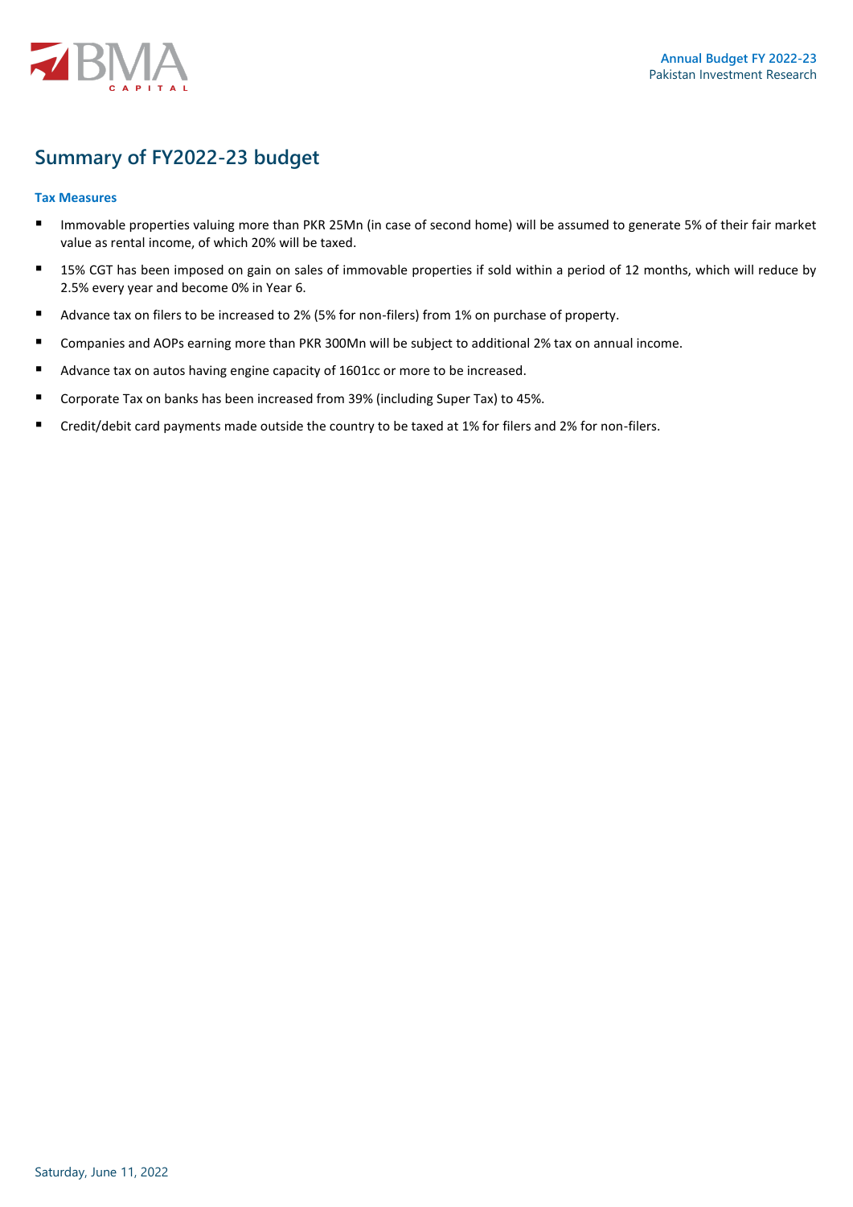## Summary of FY2022-23 budget

### Tax Measures

- Immovable properties valuing more than PKR 25Mn (in case of second home) will be assumed to generate 5% of their fair market value as rental income, of which 20% will be taxed.
- 15% CGT has been imposed on gain on sales of immovable properties if sold within a period of 12 months, which will reduce by 2.5% every year and become 0% in Year 6.
- Advance tax on filers to be increased to 2% (5% for non-filers) from 1% on purchase of property.
- Companies and AOPs earning more than PKR 300Mn will be subject to additional 2% tax on annual income.
- Advance tax on autos having engine capacity of 1601cc or more to be increased.
- Corporate Tax on banks has been increased from 39% (including Super Tax) to 45%.
- Credit/debit card payments made outside the country to be taxed at 1% for filers and 2% for non-filers.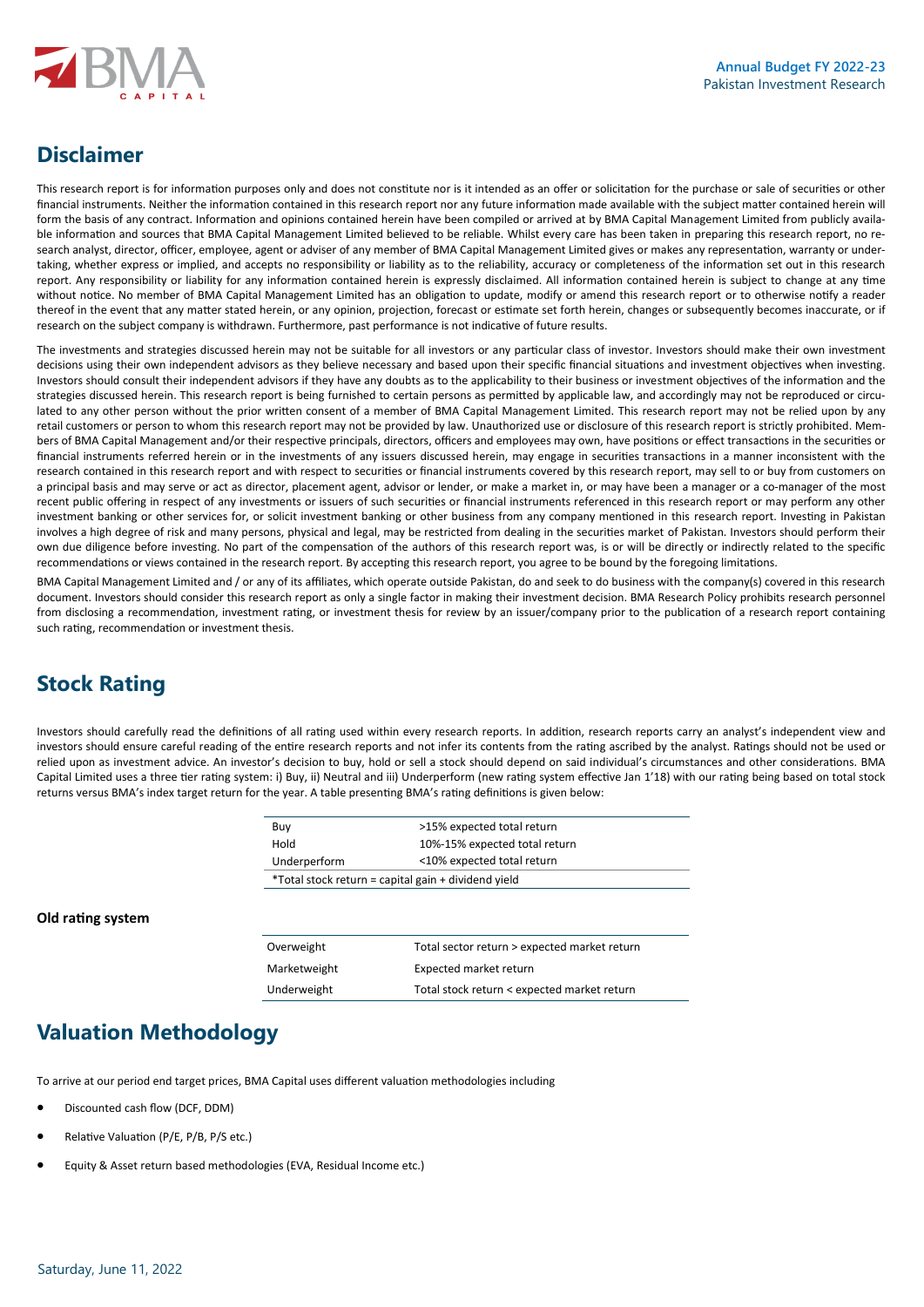## Disclaimer

This research report is for information purposes only and does not constitute nor is it intended as an offer or solicitation for the purchase or sale of securities or other financial instruments. Neither the information contained in this research report nor any future information made available with the subject matter contained herein will form the basis of any contract. Information and opinions contained herein have been compiled or arrived at by BMA Capital Management Limited from publicly available information and sources that BMA Capital Management Limited believed to be reliable. Whilst every care has been taken in preparing this research report, no research analyst, director, officer, employee, agent or adviser of any member of BMA Capital Management Limited gives or makes any representation, warranty or undertaking, whether express or implied, and accepts no responsibility or liability as to the reliability, accuracy or completeness of the information set out in this research report. Any responsibility or liability for any information contained herein is expressly disclaimed. All information contained herein is subject to change at any time without notice. No member of BMA Capital Management Limited has an obligation to update, modify or amend this research report or to otherwise notify a reader thereof in the event that any matter stated herein, or any opinion, projection, forecast or estimate set forth herein, changes or subsequently becomes inaccurate, or if research on the subject company is withdrawn. Furthermore, past performance is not indicative of future results.

The investments and strategies discussed herein may not be suitable for all investors or any particular class of investor. Investors should make their own investment decisions using their own independent advisors as they believe necessary and based upon their specific financial situations and investment objectives when investing. Investors should consult their independent advisors if they have any doubts as to the applicability to their business or investment objectives of the information and the strategies discussed herein. This research report is being furnished to certain persons as permitted by applicable law, and accordingly may not be reproduced or circulated to any other person without the prior written consent of a member of BMA Capital Management Limited. This research report may not be relied upon by any retail customers or person to whom this research report may not be provided by law. Unauthorized use or disclosure of this research report is strictly prohibited. Members of BMA Capital Management and/or their respective principals, directors, officers and employees may own, have positions or effect transactions in the securities or financial instruments referred herein or in the investments of any issuers discussed herein, may engage in securities transactions in a manner inconsistent with the research contained in this research report and with respect to securities or financial instruments covered by this research report, may sell to or buy from customers on a principal basis and may serve or act as director, placement agent, advisor or lender, or make a market in, or may have been a manager or a co-manager of the most recent public offering in respect of any investments or issuers of such securities or financial instruments referenced in this research report or may perform any other investment banking or other services for, or solicit investment banking or other business from any company mentioned in this research report. Investing in Pakistan involves a high degree of risk and many persons, physical and legal, may be restricted from dealing in the securities market of Pakistan. Investors should perform their own due diligence before investing. No part of the compensation of the authors of this research report was, is or will be directly or indirectly related to the specific recommendations or views contained in the research report. By accepting this research report, you agree to be bound by the foregoing limitations.

BMA Capital Management Limited and / or any of its affiliates, which operate outside Pakistan, do and seek to do business with the company(s) covered in this research document. Investors should consider this research report as only a single factor in making their investment decision. BMA Research Policy prohibits research personnel from disclosing a recommendation, investment rating, or investment thesis for review by an issuer/company prior to the publication of a research report containing such rating, recommendation or investment thesis.

## Stock Rating

Investors should carefully read the definitions of all rating used within every research reports. In addition, research reports carry an analyst's independent view and investors should ensure careful reading of the entire research reports and not infer its contents from the rating ascribed by the analyst. Ratings should not be used or relied upon as investment advice. An investor's decision to buy, hold or sell a stock should depend on said individual's circumstances and other considerations. BMA Capital Limited uses a three tier rating system: i) Buy, ii) Neutral and iii) Underperform (new rating system effective Jan 1'18) with our rating being based on total stock returns versus BMA's index target return for the year. A table presenting BMA's rating definitions is given below:

| | |
|---|---|
| Buy | >15% expected total return |
| Hold | 10%-15% expected total return |
| Underperform | <10% expected total return |
| *Total stock return = capital gain + dividend yield | |

**Old rating system**

| | |
|---|---|
| Overweight | Total sector return > expected market return |
| Marketweight | Expected market return |
| Underweight | Total stock return < expected market return |

## Valuation Methodology

To arrive at our period end target prices, BMA Capital uses different valuation methodologies including

- Discounted cash flow (DCF, DDM)
- Relative Valuation (P/E, P/B, P/S etc.)
- Equity & Asset return based methodologies (EVA, Residual Income etc.)